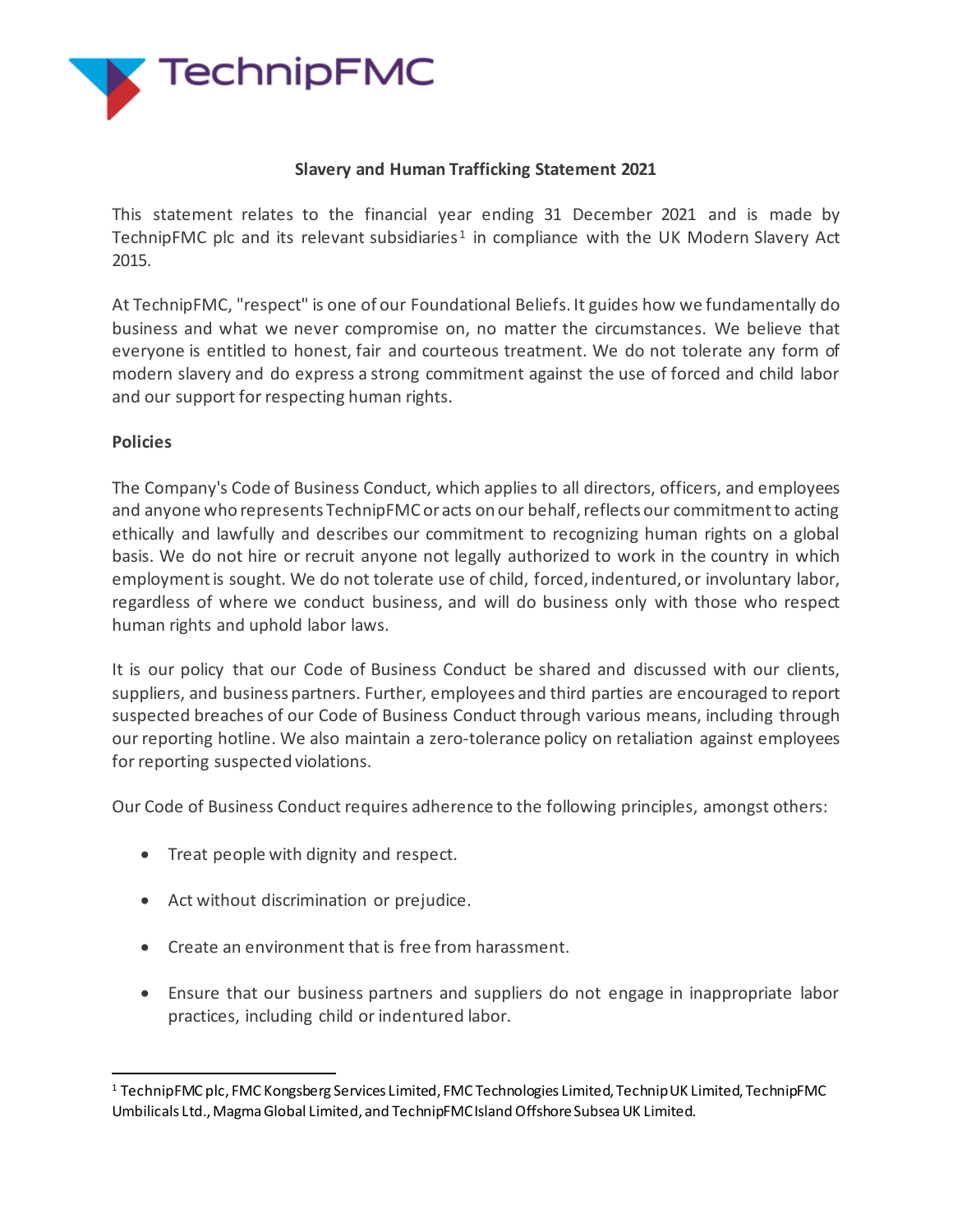TechnipFMC

# Slavery and Human Trafficking Statement 2021

This statement relates to the financial year ending 31 December 2021 and is made by TechnipFMC plc and its relevant subsidiaries[1] in compliance with the UK Modern Slavery Act 2015.

At TechnipFMC, "respect" is one of our Foundational Beliefs. It guides how we fundamentally do business and what we never compromise on, no matter the circumstances. We believe that everyone is entitled to honest, fair and courteous treatment. We do not tolerate any form of modern slavery and do express a strong commitment against the use of forced and child labor and our support for respecting human rights.

## Policies

The Company's Code of Business Conduct, which applies to all directors, officers, and employees and anyone who represents TechnipFMC or acts on our behalf, reflects our commitment to acting ethically and lawfully and describes our commitment to recognizing human rights on a global basis. We do not hire or recruit anyone not legally authorized to work in the country in which employment is sought. We do not tolerate use of child, forced, indentured, or involuntary labor, regardless of where we conduct business, and will do business only with those who respect human rights and uphold labor laws.

It is our policy that our Code of Business Conduct be shared and discussed with our clients, suppliers, and business partners. Further, employees and third parties are encouraged to report suspected breaches of our Code of Business Conduct through various means, including through our reporting hotline. We also maintain a zero-tolerance policy on retaliation against employees for reporting suspected violations.

Our Code of Business Conduct requires adherence to the following principles, amongst others:

- Treat people with dignity and respect.
- Act without discrimination or prejudice.
- Create an environment that is free from harassment.
- Ensure that our business partners and suppliers do not engage in inappropriate labor practices, including child or indentured labor.

---

[1] TechnipFMC plc, FMC Kongsberg Services Limited, FMC Technologies Limited, Technip UK Limited, TechnipFMC Umbilicals Ltd., Magma Global Limited, and TechnipFMC Island Offshore Subsea UK Limited.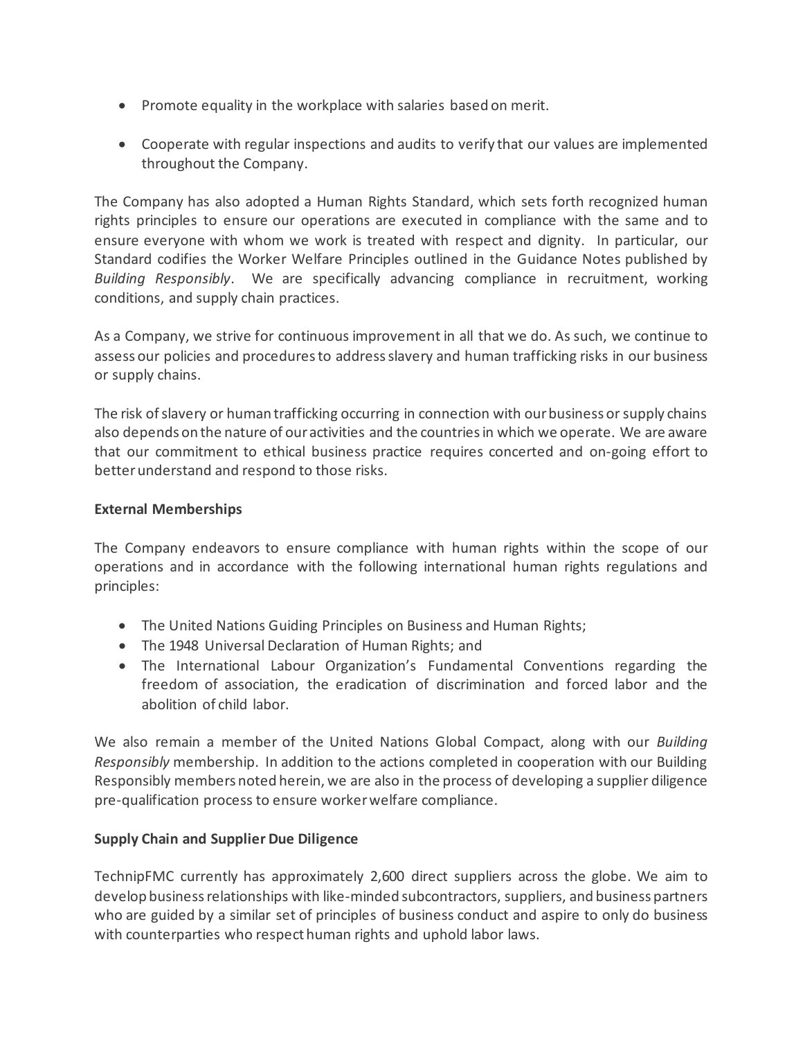- Promote equality in the workplace with salaries based on merit.
- Cooperate with regular inspections and audits to verify that our values are implemented throughout the Company.

The Company has also adopted a Human Rights Standard, which sets forth recognized human rights principles to ensure our operations are executed in compliance with the same and to ensure everyone with whom we work is treated with respect and dignity. In particular, our Standard codifies the Worker Welfare Principles outlined in the Guidance Notes published by *Building Responsibly*. We are specifically advancing compliance in recruitment, working conditions, and supply chain practices.

As a Company, we strive for continuous improvement in all that we do. As such, we continue to assess our policies and procedures to address slavery and human trafficking risks in our business or supply chains.

The risk of slavery or human trafficking occurring in connection with our business or supply chains also depends on the nature of our activities and the countries in which we operate. We are aware that our commitment to ethical business practice requires concerted and on-going effort to better understand and respond to those risks.

**External Memberships**

The Company endeavors to ensure compliance with human rights within the scope of our operations and in accordance with the following international human rights regulations and principles:

- The United Nations Guiding Principles on Business and Human Rights;
- The 1948 Universal Declaration of Human Rights; and
- The International Labour Organization's Fundamental Conventions regarding the freedom of association, the eradication of discrimination and forced labor and the abolition of child labor.

We also remain a member of the United Nations Global Compact, along with our *Building Responsibly* membership. In addition to the actions completed in cooperation with our Building Responsibly members noted herein, we are also in the process of developing a supplier diligence pre-qualification process to ensure worker welfare compliance.

**Supply Chain and Supplier Due Diligence**

TechnipFMC currently has approximately 2,600 direct suppliers across the globe. We aim to develop business relationships with like-minded subcontractors, suppliers, and business partners who are guided by a similar set of principles of business conduct and aspire to only do business with counterparties who respect human rights and uphold labor laws.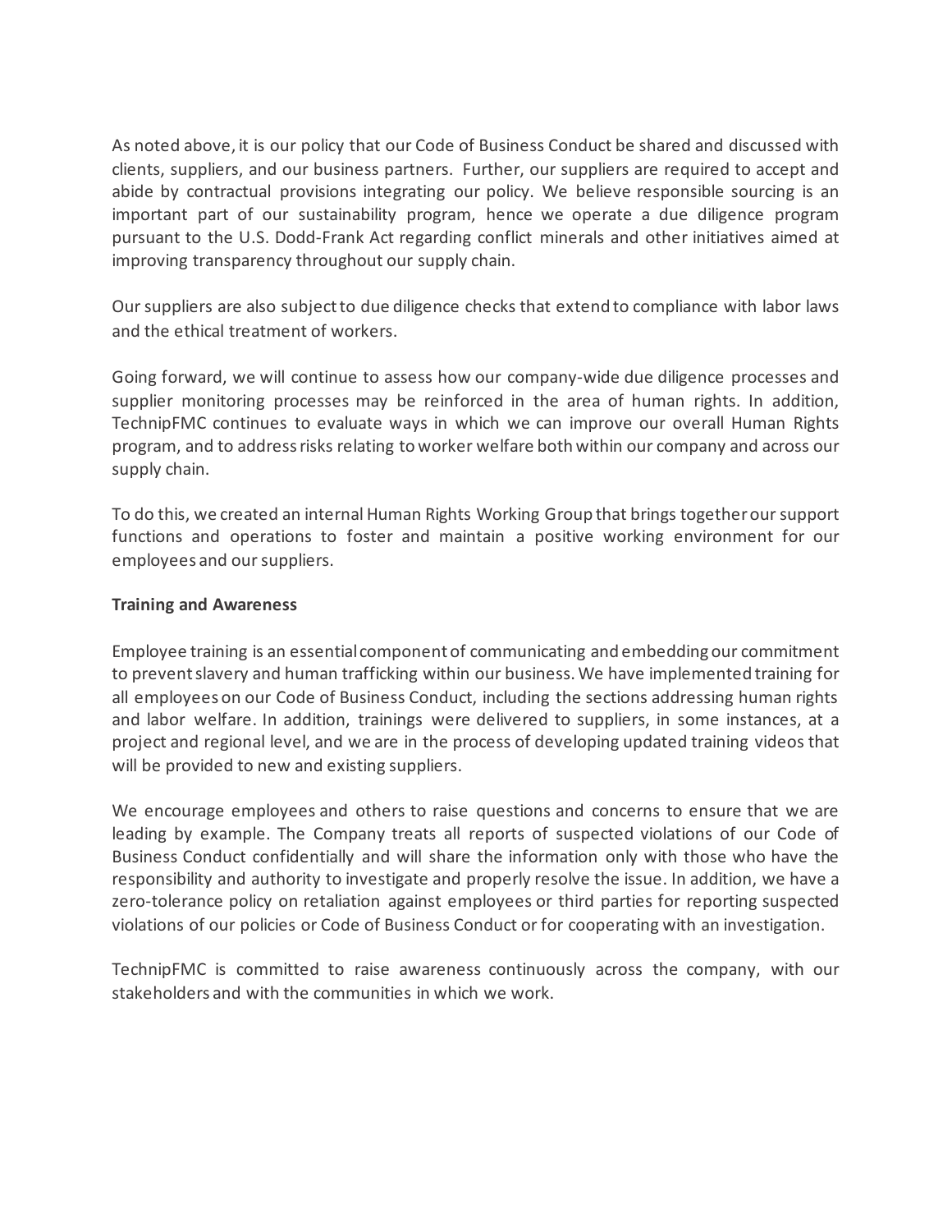As noted above, it is our policy that our Code of Business Conduct be shared and discussed with clients, suppliers, and our business partners. Further, our suppliers are required to accept and abide by contractual provisions integrating our policy. We believe responsible sourcing is an important part of our sustainability program, hence we operate a due diligence program pursuant to the U.S. Dodd-Frank Act regarding conflict minerals and other initiatives aimed at improving transparency throughout our supply chain.

Our suppliers are also subject to due diligence checks that extend to compliance with labor laws and the ethical treatment of workers.

Going forward, we will continue to assess how our company-wide due diligence processes and supplier monitoring processes may be reinforced in the area of human rights. In addition, TechnipFMC continues to evaluate ways in which we can improve our overall Human Rights program, and to address risks relating to worker welfare both within our company and across our supply chain.

To do this, we created an internal Human Rights Working Group that brings together our support functions and operations to foster and maintain a positive working environment for our employees and our suppliers.

**Training and Awareness**

Employee training is an essential component of communicating and embedding our commitment to prevent slavery and human trafficking within our business. We have implemented training for all employees on our Code of Business Conduct, including the sections addressing human rights and labor welfare. In addition, trainings were delivered to suppliers, in some instances, at a project and regional level, and we are in the process of developing updated training videos that will be provided to new and existing suppliers.

We encourage employees and others to raise questions and concerns to ensure that we are leading by example. The Company treats all reports of suspected violations of our Code of Business Conduct confidentially and will share the information only with those who have the responsibility and authority to investigate and properly resolve the issue. In addition, we have a zero-tolerance policy on retaliation against employees or third parties for reporting suspected violations of our policies or Code of Business Conduct or for cooperating with an investigation.

TechnipFMC is committed to raise awareness continuously across the company, with our stakeholders and with the communities in which we work.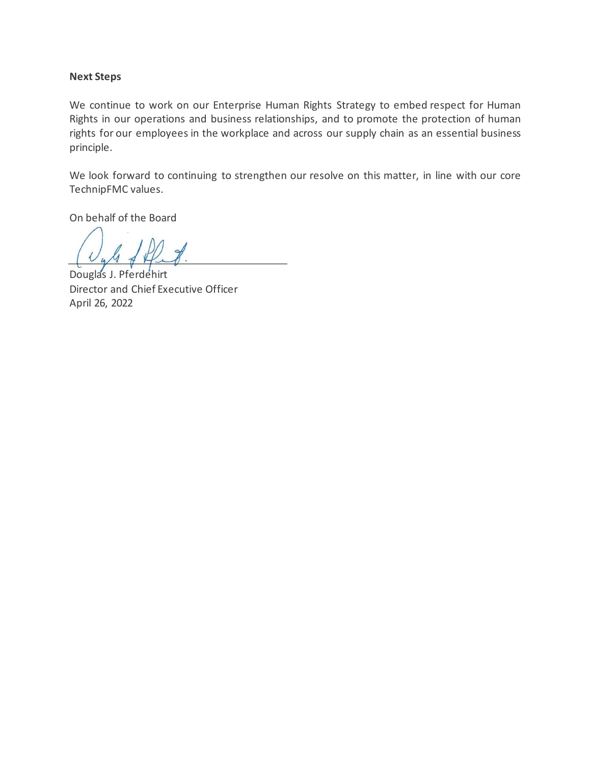**Next Steps**

We continue to work on our Enterprise Human Rights Strategy to embed respect for Human Rights in our operations and business relationships, and to promote the protection of human rights for our employees in the workplace and across our supply chain as an essential business principle.

We look forward to continuing to strengthen our resolve on this matter, in line with our core TechnipFMC values.

On behalf of the Board

Douglas J. Pferdehirt
Director and Chief Executive Officer
April 26, 2022